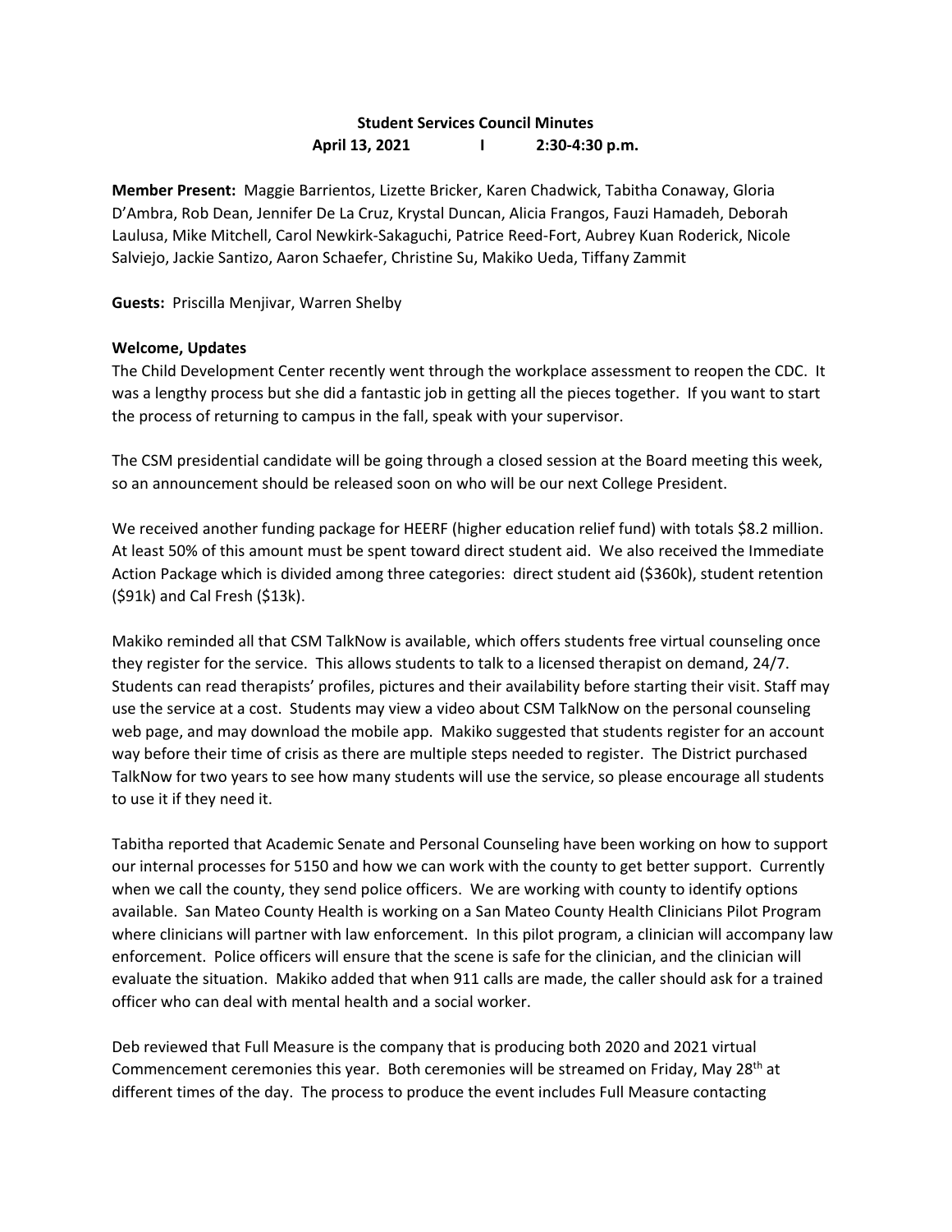**Student Services Council Minutes**
**April 13, 2021 I 2:30-4:30 p.m.**

**Member Present:** Maggie Barrientos, Lizette Bricker, Karen Chadwick, Tabitha Conaway, Gloria D'Ambra, Rob Dean, Jennifer De La Cruz, Krystal Duncan, Alicia Frangos, Fauzi Hamadeh, Deborah Laulusa, Mike Mitchell, Carol Newkirk-Sakaguchi, Patrice Reed-Fort, Aubrey Kuan Roderick, Nicole Salviejo, Jackie Santizo, Aaron Schaefer, Christine Su, Makiko Ueda, Tiffany Zammit

**Guests:** Priscilla Menjivar, Warren Shelby

**Welcome, Updates**

The Child Development Center recently went through the workplace assessment to reopen the CDC. It was a lengthy process but she did a fantastic job in getting all the pieces together. If you want to start the process of returning to campus in the fall, speak with your supervisor.

The CSM presidential candidate will be going through a closed session at the Board meeting this week, so an announcement should be released soon on who will be our next College President.

We received another funding package for HEERF (higher education relief fund) with totals $8.2 million. At least 50% of this amount must be spent toward direct student aid. We also received the Immediate Action Package which is divided among three categories: direct student aid ($360k), student retention ($91k) and Cal Fresh ($13k).

Makiko reminded all that CSM TalkNow is available, which offers students free virtual counseling once they register for the service. This allows students to talk to a licensed therapist on demand, 24/7. Students can read therapists' profiles, pictures and their availability before starting their visit. Staff may use the service at a cost. Students may view a video about CSM TalkNow on the personal counseling web page, and may download the mobile app. Makiko suggested that students register for an account way before their time of crisis as there are multiple steps needed to register. The District purchased TalkNow for two years to see how many students will use the service, so please encourage all students to use it if they need it.

Tabitha reported that Academic Senate and Personal Counseling have been working on how to support our internal processes for 5150 and how we can work with the county to get better support. Currently when we call the county, they send police officers. We are working with county to identify options available. San Mateo County Health is working on a San Mateo County Health Clinicians Pilot Program where clinicians will partner with law enforcement. In this pilot program, a clinician will accompany law enforcement. Police officers will ensure that the scene is safe for the clinician, and the clinician will evaluate the situation. Makiko added that when 911 calls are made, the caller should ask for a trained officer who can deal with mental health and a social worker.

Deb reviewed that Full Measure is the company that is producing both 2020 and 2021 virtual Commencement ceremonies this year. Both ceremonies will be streamed on Friday, May 28th at different times of the day. The process to produce the event includes Full Measure contacting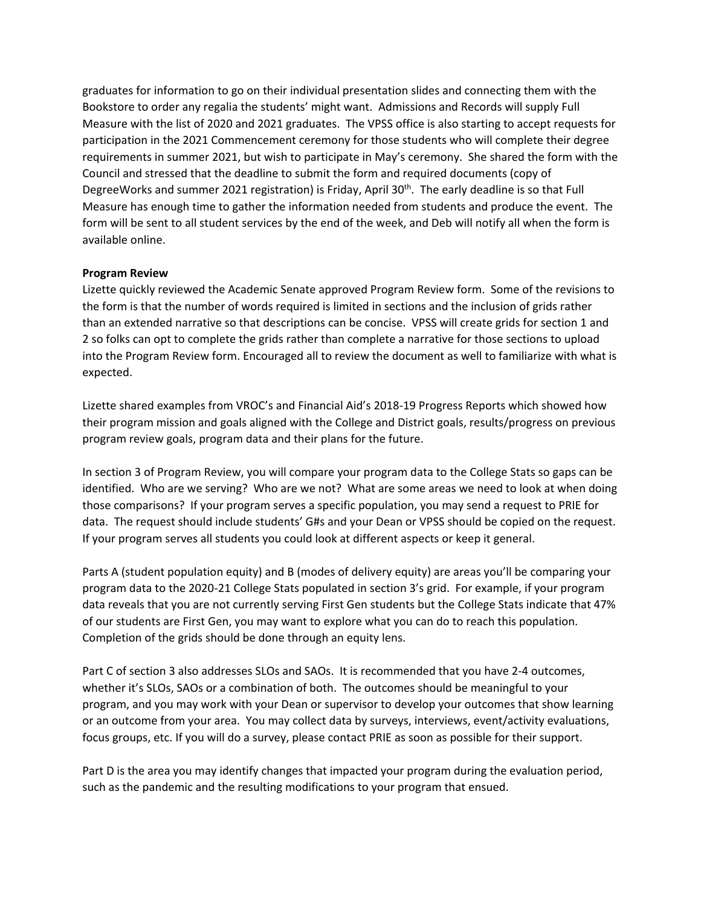graduates for information to go on their individual presentation slides and connecting them with the Bookstore to order any regalia the students' might want. Admissions and Records will supply Full Measure with the list of 2020 and 2021 graduates. The VPSS office is also starting to accept requests for participation in the 2021 Commencement ceremony for those students who will complete their degree requirements in summer 2021, but wish to participate in May's ceremony. She shared the form with the Council and stressed that the deadline to submit the form and required documents (copy of DegreeWorks and summer 2021 registration) is Friday, April 30th. The early deadline is so that Full Measure has enough time to gather the information needed from students and produce the event. The form will be sent to all student services by the end of the week, and Deb will notify all when the form is available online.

**Program Review**

Lizette quickly reviewed the Academic Senate approved Program Review form. Some of the revisions to the form is that the number of words required is limited in sections and the inclusion of grids rather than an extended narrative so that descriptions can be concise. VPSS will create grids for section 1 and 2 so folks can opt to complete the grids rather than complete a narrative for those sections to upload into the Program Review form. Encouraged all to review the document as well to familiarize with what is expected.

Lizette shared examples from VROC's and Financial Aid's 2018-19 Progress Reports which showed how their program mission and goals aligned with the College and District goals, results/progress on previous program review goals, program data and their plans for the future.

In section 3 of Program Review, you will compare your program data to the College Stats so gaps can be identified. Who are we serving? Who are we not? What are some areas we need to look at when doing those comparisons? If your program serves a specific population, you may send a request to PRIE for data. The request should include students' G#s and your Dean or VPSS should be copied on the request. If your program serves all students you could look at different aspects or keep it general.

Parts A (student population equity) and B (modes of delivery equity) are areas you'll be comparing your program data to the 2020-21 College Stats populated in section 3's grid. For example, if your program data reveals that you are not currently serving First Gen students but the College Stats indicate that 47% of our students are First Gen, you may want to explore what you can do to reach this population. Completion of the grids should be done through an equity lens.

Part C of section 3 also addresses SLOs and SAOs. It is recommended that you have 2-4 outcomes, whether it's SLOs, SAOs or a combination of both. The outcomes should be meaningful to your program, and you may work with your Dean or supervisor to develop your outcomes that show learning or an outcome from your area. You may collect data by surveys, interviews, event/activity evaluations, focus groups, etc. If you will do a survey, please contact PRIE as soon as possible for their support.

Part D is the area you may identify changes that impacted your program during the evaluation period, such as the pandemic and the resulting modifications to your program that ensued.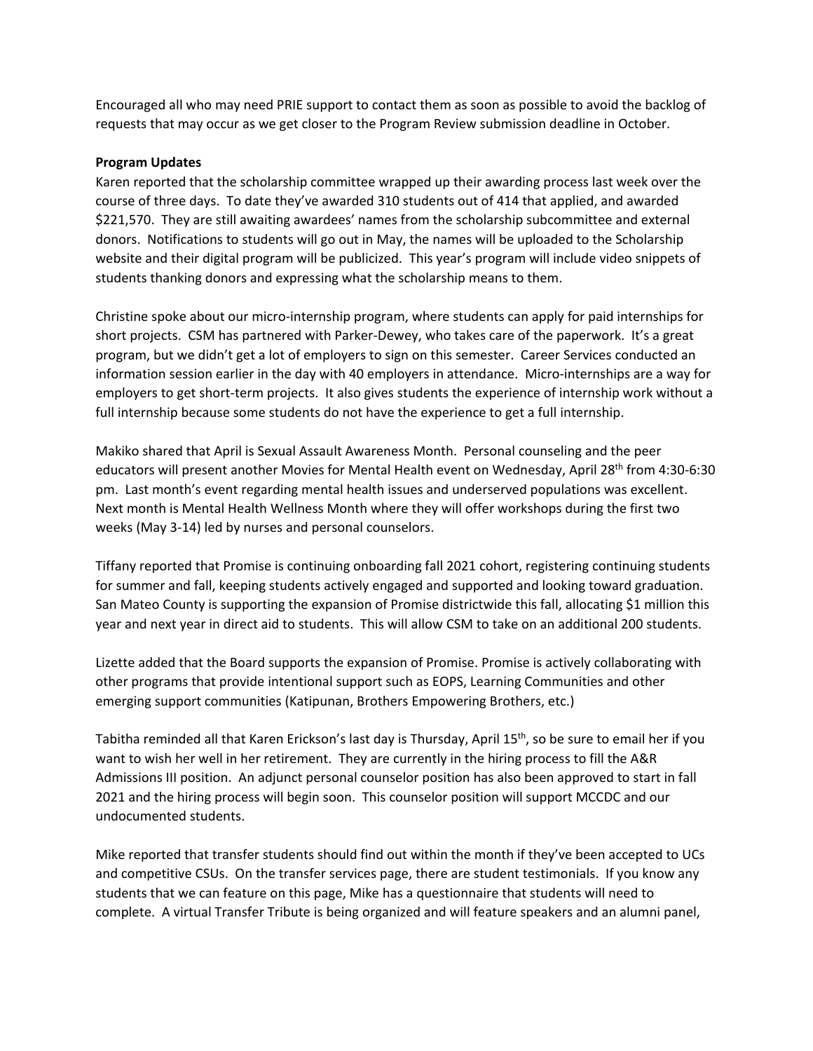Encouraged all who may need PRIE support to contact them as soon as possible to avoid the backlog of requests that may occur as we get closer to the Program Review submission deadline in October.

**Program Updates**

Karen reported that the scholarship committee wrapped up their awarding process last week over the course of three days. To date they've awarded 310 students out of 414 that applied, and awarded $221,570. They are still awaiting awardees' names from the scholarship subcommittee and external donors. Notifications to students will go out in May, the names will be uploaded to the Scholarship website and their digital program will be publicized. This year's program will include video snippets of students thanking donors and expressing what the scholarship means to them.

Christine spoke about our micro-internship program, where students can apply for paid internships for short projects. CSM has partnered with Parker-Dewey, who takes care of the paperwork. It's a great program, but we didn't get a lot of employers to sign on this semester. Career Services conducted an information session earlier in the day with 40 employers in attendance. Micro-internships are a way for employers to get short-term projects. It also gives students the experience of internship work without a full internship because some students do not have the experience to get a full internship.

Makiko shared that April is Sexual Assault Awareness Month. Personal counseling and the peer educators will present another Movies for Mental Health event on Wednesday, April 28th from 4:30-6:30 pm. Last month's event regarding mental health issues and underserved populations was excellent. Next month is Mental Health Wellness Month where they will offer workshops during the first two weeks (May 3-14) led by nurses and personal counselors.

Tiffany reported that Promise is continuing onboarding fall 2021 cohort, registering continuing students for summer and fall, keeping students actively engaged and supported and looking toward graduation. San Mateo County is supporting the expansion of Promise districtwide this fall, allocating $1 million this year and next year in direct aid to students. This will allow CSM to take on an additional 200 students.

Lizette added that the Board supports the expansion of Promise. Promise is actively collaborating with other programs that provide intentional support such as EOPS, Learning Communities and other emerging support communities (Katipunan, Brothers Empowering Brothers, etc.)

Tabitha reminded all that Karen Erickson's last day is Thursday, April 15th, so be sure to email her if you want to wish her well in her retirement. They are currently in the hiring process to fill the A&R Admissions III position. An adjunct personal counselor position has also been approved to start in fall 2021 and the hiring process will begin soon. This counselor position will support MCCDC and our undocumented students.

Mike reported that transfer students should find out within the month if they've been accepted to UCs and competitive CSUs. On the transfer services page, there are student testimonials. If you know any students that we can feature on this page, Mike has a questionnaire that students will need to complete. A virtual Transfer Tribute is being organized and will feature speakers and an alumni panel,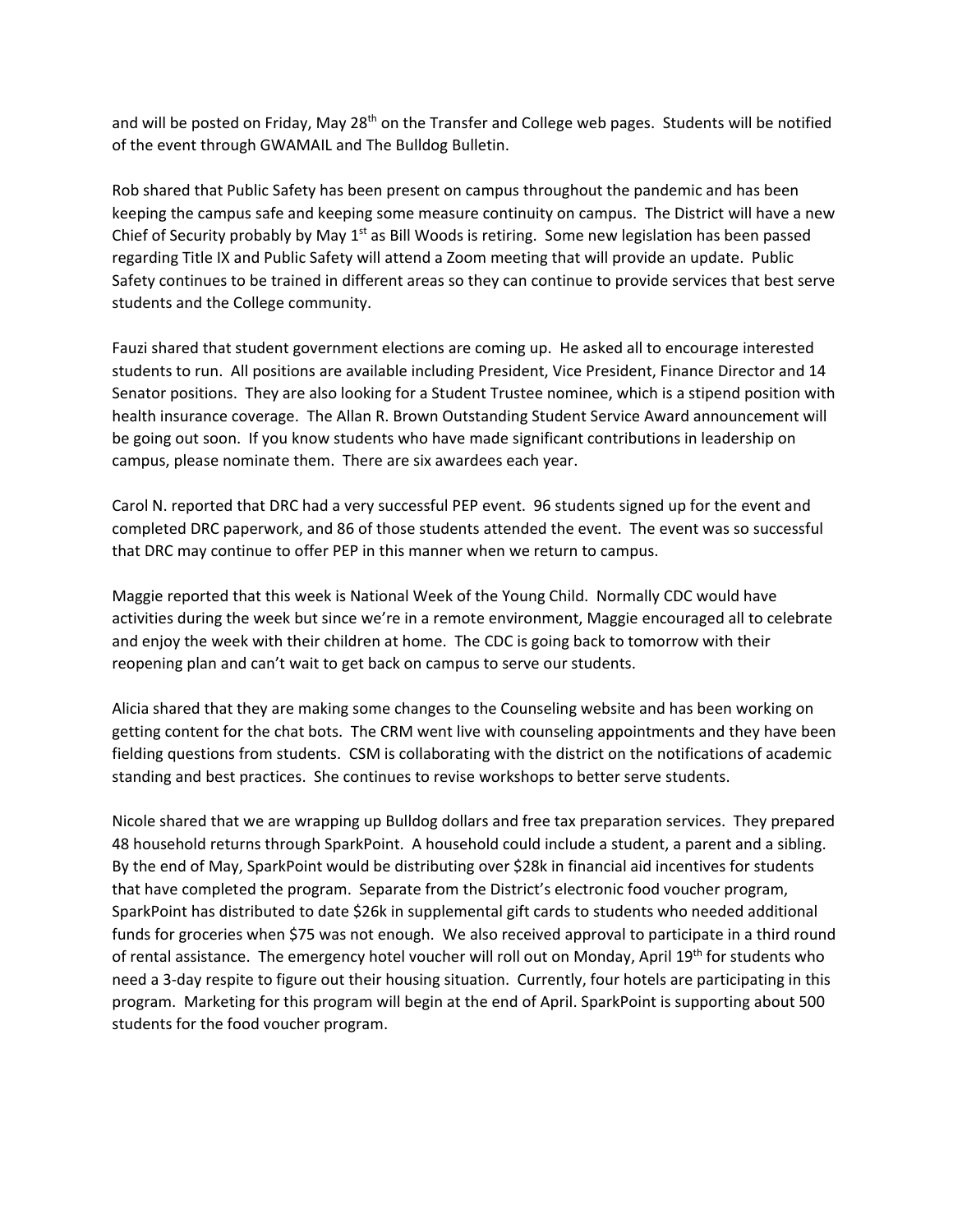and will be posted on Friday, May 28th on the Transfer and College web pages. Students will be notified of the event through GWAMAIL and The Bulldog Bulletin.

Rob shared that Public Safety has been present on campus throughout the pandemic and has been keeping the campus safe and keeping some measure continuity on campus. The District will have a new Chief of Security probably by May 1st as Bill Woods is retiring. Some new legislation has been passed regarding Title IX and Public Safety will attend a Zoom meeting that will provide an update. Public Safety continues to be trained in different areas so they can continue to provide services that best serve students and the College community.

Fauzi shared that student government elections are coming up. He asked all to encourage interested students to run. All positions are available including President, Vice President, Finance Director and 14 Senator positions. They are also looking for a Student Trustee nominee, which is a stipend position with health insurance coverage. The Allan R. Brown Outstanding Student Service Award announcement will be going out soon. If you know students who have made significant contributions in leadership on campus, please nominate them. There are six awardees each year.

Carol N. reported that DRC had a very successful PEP event. 96 students signed up for the event and completed DRC paperwork, and 86 of those students attended the event. The event was so successful that DRC may continue to offer PEP in this manner when we return to campus.

Maggie reported that this week is National Week of the Young Child. Normally CDC would have activities during the week but since we're in a remote environment, Maggie encouraged all to celebrate and enjoy the week with their children at home. The CDC is going back to tomorrow with their reopening plan and can't wait to get back on campus to serve our students.

Alicia shared that they are making some changes to the Counseling website and has been working on getting content for the chat bots. The CRM went live with counseling appointments and they have been fielding questions from students. CSM is collaborating with the district on the notifications of academic standing and best practices. She continues to revise workshops to better serve students.

Nicole shared that we are wrapping up Bulldog dollars and free tax preparation services. They prepared 48 household returns through SparkPoint. A household could include a student, a parent and a sibling. By the end of May, SparkPoint would be distributing over $28k in financial aid incentives for students that have completed the program. Separate from the District's electronic food voucher program, SparkPoint has distributed to date $26k in supplemental gift cards to students who needed additional funds for groceries when $75 was not enough. We also received approval to participate in a third round of rental assistance. The emergency hotel voucher will roll out on Monday, April 19th for students who need a 3-day respite to figure out their housing situation. Currently, four hotels are participating in this program. Marketing for this program will begin at the end of April. SparkPoint is supporting about 500 students for the food voucher program.